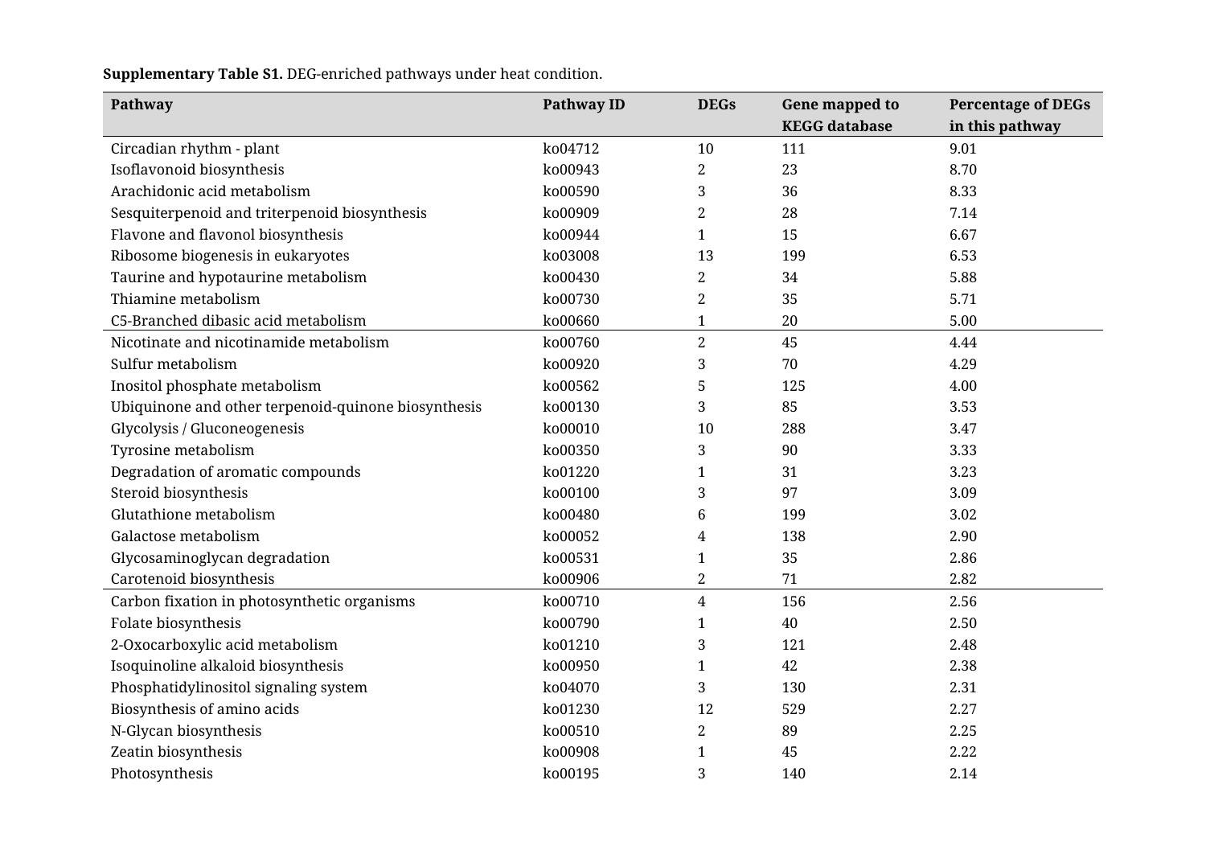**Supplementary Table S1.** DEG-enriched pathways under heat condition.

| Pathway | Pathway ID | DEGs | Gene mapped to KEGG database | Percentage of DEGs in this pathway |
|---|---|---|---|---|
| Circadian rhythm - plant | ko04712 | 10 | 111 | 9.01 |
| Isoflavonoid biosynthesis | ko00943 | 2 | 23 | 8.70 |
| Arachidonic acid metabolism | ko00590 | 3 | 36 | 8.33 |
| Sesquiterpenoid and triterpenoid biosynthesis | ko00909 | 2 | 28 | 7.14 |
| Flavone and flavonol biosynthesis | ko00944 | 1 | 15 | 6.67 |
| Ribosome biogenesis in eukaryotes | ko03008 | 13 | 199 | 6.53 |
| Taurine and hypotaurine metabolism | ko00430 | 2 | 34 | 5.88 |
| Thiamine metabolism | ko00730 | 2 | 35 | 5.71 |
| C5-Branched dibasic acid metabolism | ko00660 | 1 | 20 | 5.00 |
| Nicotinate and nicotinamide metabolism | ko00760 | 2 | 45 | 4.44 |
| Sulfur metabolism | ko00920 | 3 | 70 | 4.29 |
| Inositol phosphate metabolism | ko00562 | 5 | 125 | 4.00 |
| Ubiquinone and other terpenoid-quinone biosynthesis | ko00130 | 3 | 85 | 3.53 |
| Glycolysis / Gluconeogenesis | ko00010 | 10 | 288 | 3.47 |
| Tyrosine metabolism | ko00350 | 3 | 90 | 3.33 |
| Degradation of aromatic compounds | ko01220 | 1 | 31 | 3.23 |
| Steroid biosynthesis | ko00100 | 3 | 97 | 3.09 |
| Glutathione metabolism | ko00480 | 6 | 199 | 3.02 |
| Galactose metabolism | ko00052 | 4 | 138 | 2.90 |
| Glycosaminoglycan degradation | ko00531 | 1 | 35 | 2.86 |
| Carotenoid biosynthesis | ko00906 | 2 | 71 | 2.82 |
| Carbon fixation in photosynthetic organisms | ko00710 | 4 | 156 | 2.56 |
| Folate biosynthesis | ko00790 | 1 | 40 | 2.50 |
| 2-Oxocarboxylic acid metabolism | ko01210 | 3 | 121 | 2.48 |
| Isoquinoline alkaloid biosynthesis | ko00950 | 1 | 42 | 2.38 |
| Phosphatidylinositol signaling system | ko04070 | 3 | 130 | 2.31 |
| Biosynthesis of amino acids | ko01230 | 12 | 529 | 2.27 |
| N-Glycan biosynthesis | ko00510 | 2 | 89 | 2.25 |
| Zeatin biosynthesis | ko00908 | 1 | 45 | 2.22 |
| Photosynthesis | ko00195 | 3 | 140 | 2.14 |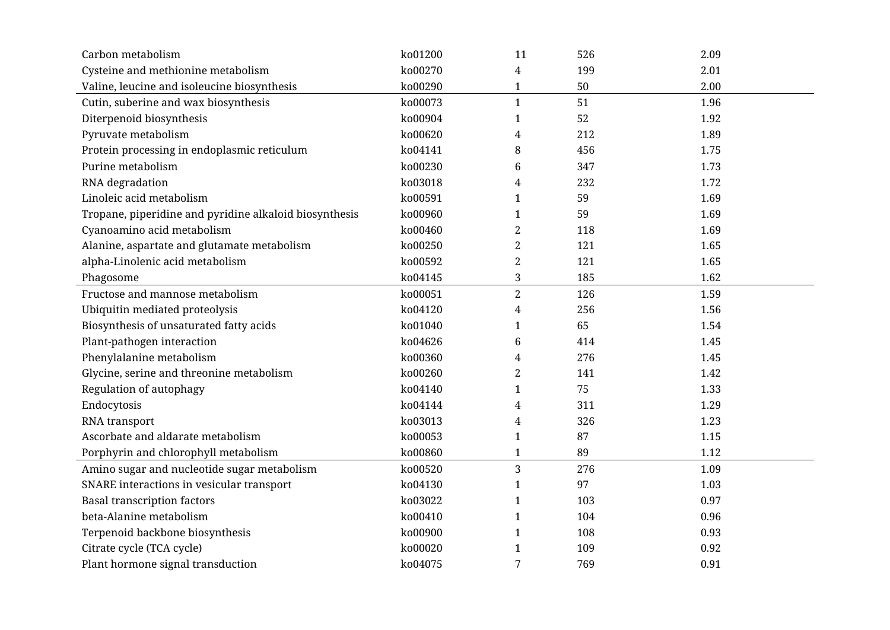| | | | | |
|---|---|---|---|---|
| Carbon metabolism | ko01200 | 11 | 526 | 2.09 |
| Cysteine and methionine metabolism | ko00270 | 4 | 199 | 2.01 |
| Valine, leucine and isoleucine biosynthesis | ko00290 | 1 | 50 | 2.00 |
| Cutin, suberine and wax biosynthesis | ko00073 | 1 | 51 | 1.96 |
| Diterpenoid biosynthesis | ko00904 | 1 | 52 | 1.92 |
| Pyruvate metabolism | ko00620 | 4 | 212 | 1.89 |
| Protein processing in endoplasmic reticulum | ko04141 | 8 | 456 | 1.75 |
| Purine metabolism | ko00230 | 6 | 347 | 1.73 |
| RNA degradation | ko03018 | 4 | 232 | 1.72 |
| Linoleic acid metabolism | ko00591 | 1 | 59 | 1.69 |
| Tropane, piperidine and pyridine alkaloid biosynthesis | ko00960 | 1 | 59 | 1.69 |
| Cyanoamino acid metabolism | ko00460 | 2 | 118 | 1.69 |
| Alanine, aspartate and glutamate metabolism | ko00250 | 2 | 121 | 1.65 |
| alpha-Linolenic acid metabolism | ko00592 | 2 | 121 | 1.65 |
| Phagosome | ko04145 | 3 | 185 | 1.62 |
| Fructose and mannose metabolism | ko00051 | 2 | 126 | 1.59 |
| Ubiquitin mediated proteolysis | ko04120 | 4 | 256 | 1.56 |
| Biosynthesis of unsaturated fatty acids | ko01040 | 1 | 65 | 1.54 |
| Plant-pathogen interaction | ko04626 | 6 | 414 | 1.45 |
| Phenylalanine metabolism | ko00360 | 4 | 276 | 1.45 |
| Glycine, serine and threonine metabolism | ko00260 | 2 | 141 | 1.42 |
| Regulation of autophagy | ko04140 | 1 | 75 | 1.33 |
| Endocytosis | ko04144 | 4 | 311 | 1.29 |
| RNA transport | ko03013 | 4 | 326 | 1.23 |
| Ascorbate and aldarate metabolism | ko00053 | 1 | 87 | 1.15 |
| Porphyrin and chlorophyll metabolism | ko00860 | 1 | 89 | 1.12 |
| Amino sugar and nucleotide sugar metabolism | ko00520 | 3 | 276 | 1.09 |
| SNARE interactions in vesicular transport | ko04130 | 1 | 97 | 1.03 |
| Basal transcription factors | ko03022 | 1 | 103 | 0.97 |
| beta-Alanine metabolism | ko00410 | 1 | 104 | 0.96 |
| Terpenoid backbone biosynthesis | ko00900 | 1 | 108 | 0.93 |
| Citrate cycle (TCA cycle) | ko00020 | 1 | 109 | 0.92 |
| Plant hormone signal transduction | ko04075 | 7 | 769 | 0.91 |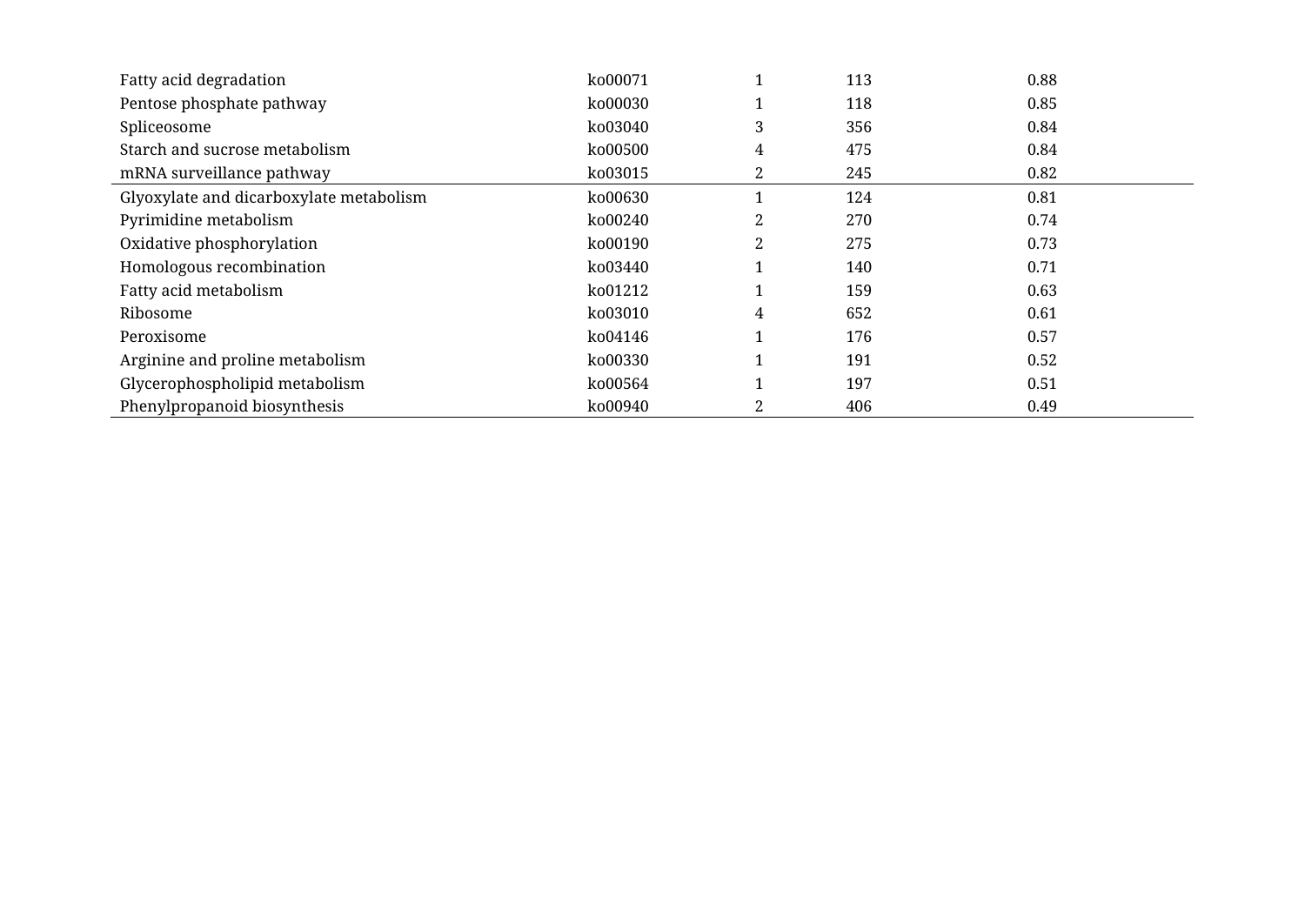| | | | | |
|---|---|---|---|---|
| Fatty acid degradation | ko00071 | 1 | 113 | 0.88 |
| Pentose phosphate pathway | ko00030 | 1 | 118 | 0.85 |
| Spliceosome | ko03040 | 3 | 356 | 0.84 |
| Starch and sucrose metabolism | ko00500 | 4 | 475 | 0.84 |
| mRNA surveillance pathway | ko03015 | 2 | 245 | 0.82 |
| Glyoxylate and dicarboxylate metabolism | ko00630 | 1 | 124 | 0.81 |
| Pyrimidine metabolism | ko00240 | 2 | 270 | 0.74 |
| Oxidative phosphorylation | ko00190 | 2 | 275 | 0.73 |
| Homologous recombination | ko03440 | 1 | 140 | 0.71 |
| Fatty acid metabolism | ko01212 | 1 | 159 | 0.63 |
| Ribosome | ko03010 | 4 | 652 | 0.61 |
| Peroxisome | ko04146 | 1 | 176 | 0.57 |
| Arginine and proline metabolism | ko00330 | 1 | 191 | 0.52 |
| Glycerophospholipid metabolism | ko00564 | 1 | 197 | 0.51 |
| Phenylpropanoid biosynthesis | ko00940 | 2 | 406 | 0.49 |